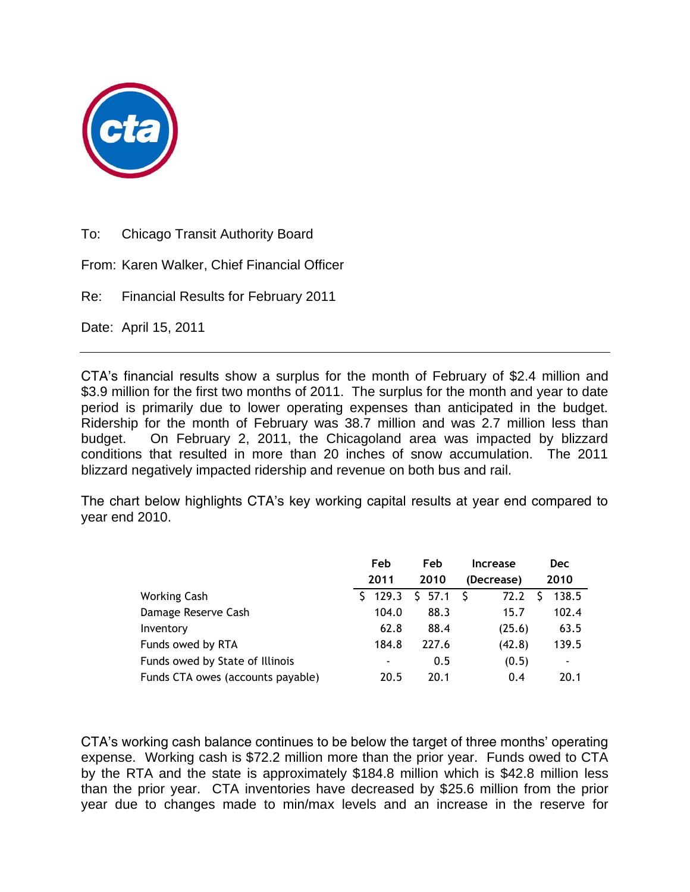To: Chicago Transit Authority Board

From: Karen Walker, Chief Financial Officer

Re: Financial Results for February 2011

Date: April 15, 2011

---

CTA's financial results show a surplus for the month of February of $2.4 million and $3.9 million for the first two months of 2011. The surplus for the month and year to date period is primarily due to lower operating expenses than anticipated in the budget. Ridership for the month of February was 38.7 million and was 2.7 million less than budget. On February 2, 2011, the Chicagoland area was impacted by blizzard conditions that resulted in more than 20 inches of snow accumulation. The 2011 blizzard negatively impacted ridership and revenue on both bus and rail.

The chart below highlights CTA's key working capital results at year end compared to year end 2010.

| | Feb 2011 | Feb 2010 | Increase (Decrease) | Dec 2010 |
|---|---|---|---|---|
| Working Cash | $ 129.3 | $ 57.1 | $ 72.2 | $ 138.5 |
| Damage Reserve Cash | 104.0 | 88.3 | 15.7 | 102.4 |
| Inventory | 62.8 | 88.4 | (25.6) | 63.5 |
| Funds owed by RTA | 184.8 | 227.6 | (42.8) | 139.5 |
| Funds owed by State of Illinois | - | 0.5 | (0.5) | - |
| Funds CTA owes (accounts payable) | 20.5 | 20.1 | 0.4 | 20.1 |

CTA's working cash balance continues to be below the target of three months' operating expense. Working cash is $72.2 million more than the prior year. Funds owed to CTA by the RTA and the state is approximately $184.8 million which is $42.8 million less than the prior year. CTA inventories have decreased by $25.6 million from the prior year due to changes made to min/max levels and an increase in the reserve for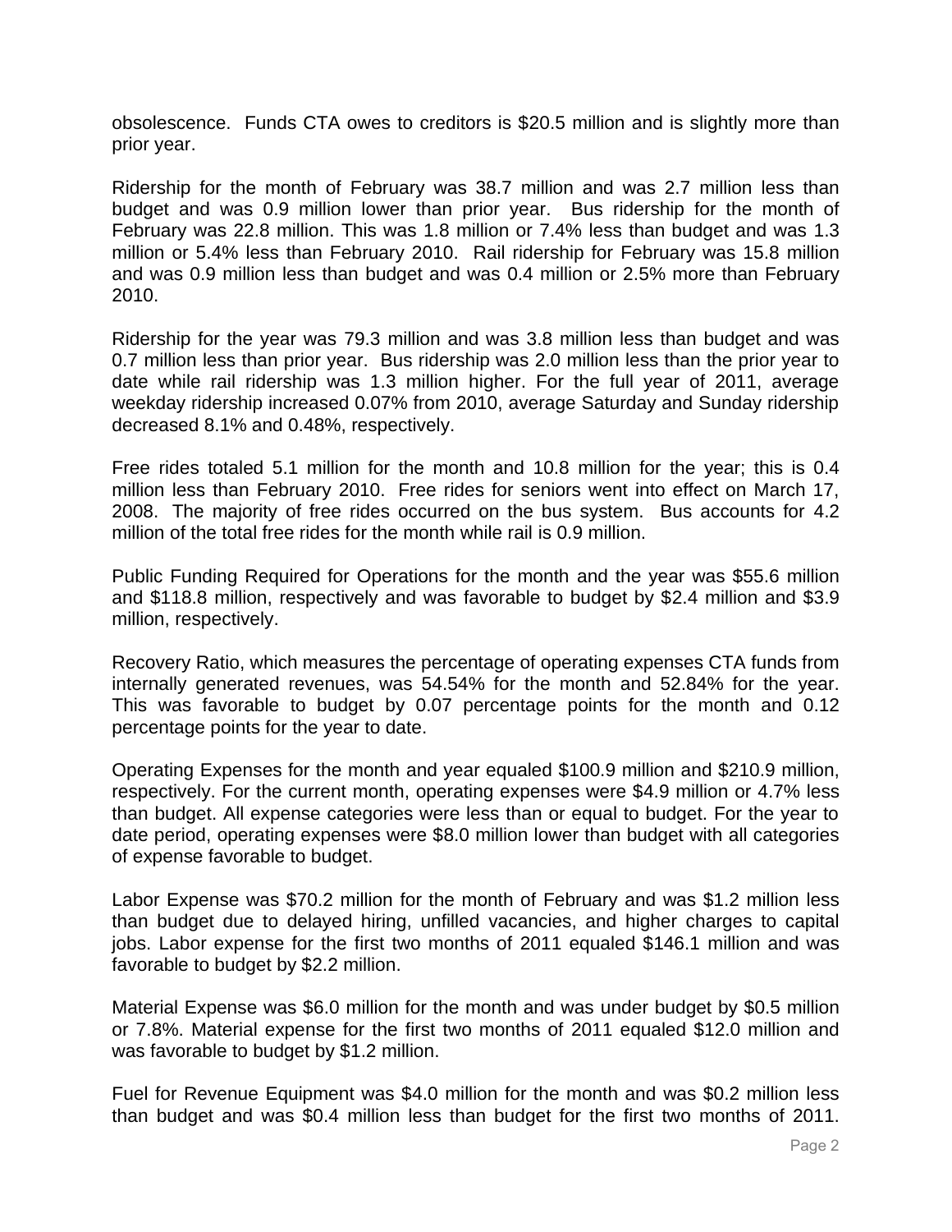obsolescence. Funds CTA owes to creditors is $20.5 million and is slightly more than prior year.

Ridership for the month of February was 38.7 million and was 2.7 million less than budget and was 0.9 million lower than prior year. Bus ridership for the month of February was 22.8 million. This was 1.8 million or 7.4% less than budget and was 1.3 million or 5.4% less than February 2010. Rail ridership for February was 15.8 million and was 0.9 million less than budget and was 0.4 million or 2.5% more than February 2010.

Ridership for the year was 79.3 million and was 3.8 million less than budget and was 0.7 million less than prior year. Bus ridership was 2.0 million less than the prior year to date while rail ridership was 1.3 million higher. For the full year of 2011, average weekday ridership increased 0.07% from 2010, average Saturday and Sunday ridership decreased 8.1% and 0.48%, respectively.

Free rides totaled 5.1 million for the month and 10.8 million for the year; this is 0.4 million less than February 2010. Free rides for seniors went into effect on March 17, 2008. The majority of free rides occurred on the bus system. Bus accounts for 4.2 million of the total free rides for the month while rail is 0.9 million.

Public Funding Required for Operations for the month and the year was $55.6 million and $118.8 million, respectively and was favorable to budget by $2.4 million and $3.9 million, respectively.

Recovery Ratio, which measures the percentage of operating expenses CTA funds from internally generated revenues, was 54.54% for the month and 52.84% for the year. This was favorable to budget by 0.07 percentage points for the month and 0.12 percentage points for the year to date.

Operating Expenses for the month and year equaled $100.9 million and $210.9 million, respectively. For the current month, operating expenses were $4.9 million or 4.7% less than budget. All expense categories were less than or equal to budget. For the year to date period, operating expenses were $8.0 million lower than budget with all categories of expense favorable to budget.

Labor Expense was $70.2 million for the month of February and was $1.2 million less than budget due to delayed hiring, unfilled vacancies, and higher charges to capital jobs. Labor expense for the first two months of 2011 equaled $146.1 million and was favorable to budget by $2.2 million.

Material Expense was $6.0 million for the month and was under budget by $0.5 million or 7.8%. Material expense for the first two months of 2011 equaled $12.0 million and was favorable to budget by $1.2 million.

Fuel for Revenue Equipment was $4.0 million for the month and was $0.2 million less than budget and was $0.4 million less than budget for the first two months of 2011.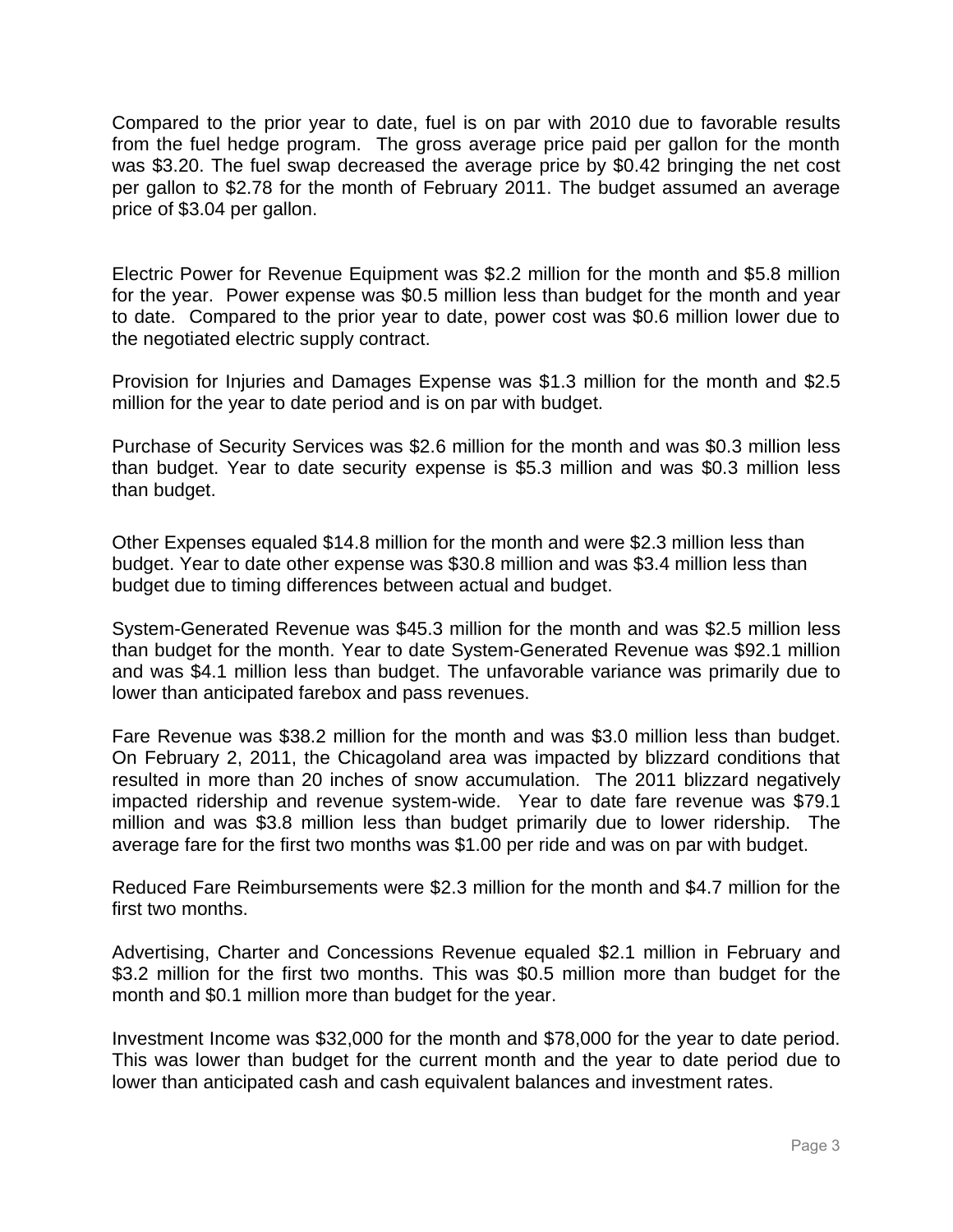Compared to the prior year to date, fuel is on par with 2010 due to favorable results from the fuel hedge program. The gross average price paid per gallon for the month was $3.20. The fuel swap decreased the average price by $0.42 bringing the net cost per gallon to $2.78 for the month of February 2011. The budget assumed an average price of $3.04 per gallon.

Electric Power for Revenue Equipment was $2.2 million for the month and $5.8 million for the year. Power expense was $0.5 million less than budget for the month and year to date. Compared to the prior year to date, power cost was $0.6 million lower due to the negotiated electric supply contract.

Provision for Injuries and Damages Expense was $1.3 million for the month and $2.5 million for the year to date period and is on par with budget.

Purchase of Security Services was $2.6 million for the month and was $0.3 million less than budget. Year to date security expense is $5.3 million and was $0.3 million less than budget.

Other Expenses equaled $14.8 million for the month and were $2.3 million less than budget. Year to date other expense was $30.8 million and was $3.4 million less than budget due to timing differences between actual and budget.

System-Generated Revenue was $45.3 million for the month and was $2.5 million less than budget for the month. Year to date System-Generated Revenue was $92.1 million and was $4.1 million less than budget. The unfavorable variance was primarily due to lower than anticipated farebox and pass revenues.

Fare Revenue was $38.2 million for the month and was $3.0 million less than budget. On February 2, 2011, the Chicagoland area was impacted by blizzard conditions that resulted in more than 20 inches of snow accumulation. The 2011 blizzard negatively impacted ridership and revenue system-wide. Year to date fare revenue was $79.1 million and was $3.8 million less than budget primarily due to lower ridership. The average fare for the first two months was $1.00 per ride and was on par with budget.

Reduced Fare Reimbursements were $2.3 million for the month and $4.7 million for the first two months.

Advertising, Charter and Concessions Revenue equaled $2.1 million in February and $3.2 million for the first two months. This was $0.5 million more than budget for the month and $0.1 million more than budget for the year.

Investment Income was $32,000 for the month and $78,000 for the year to date period. This was lower than budget for the current month and the year to date period due to lower than anticipated cash and cash equivalent balances and investment rates.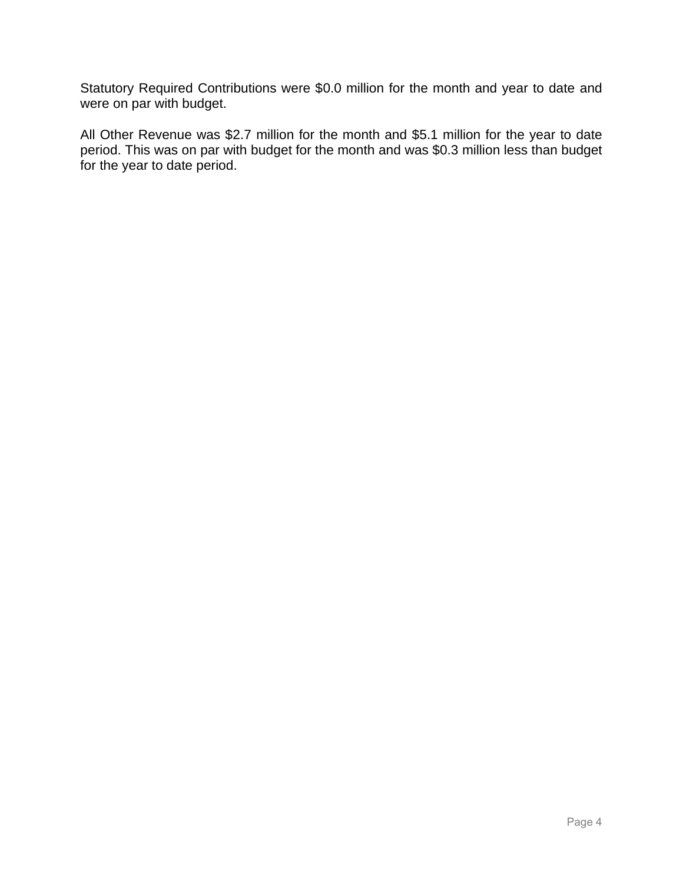Statutory Required Contributions were $0.0 million for the month and year to date and were on par with budget.

All Other Revenue was $2.7 million for the month and $5.1 million for the year to date period. This was on par with budget for the month and was $0.3 million less than budget for the year to date period.